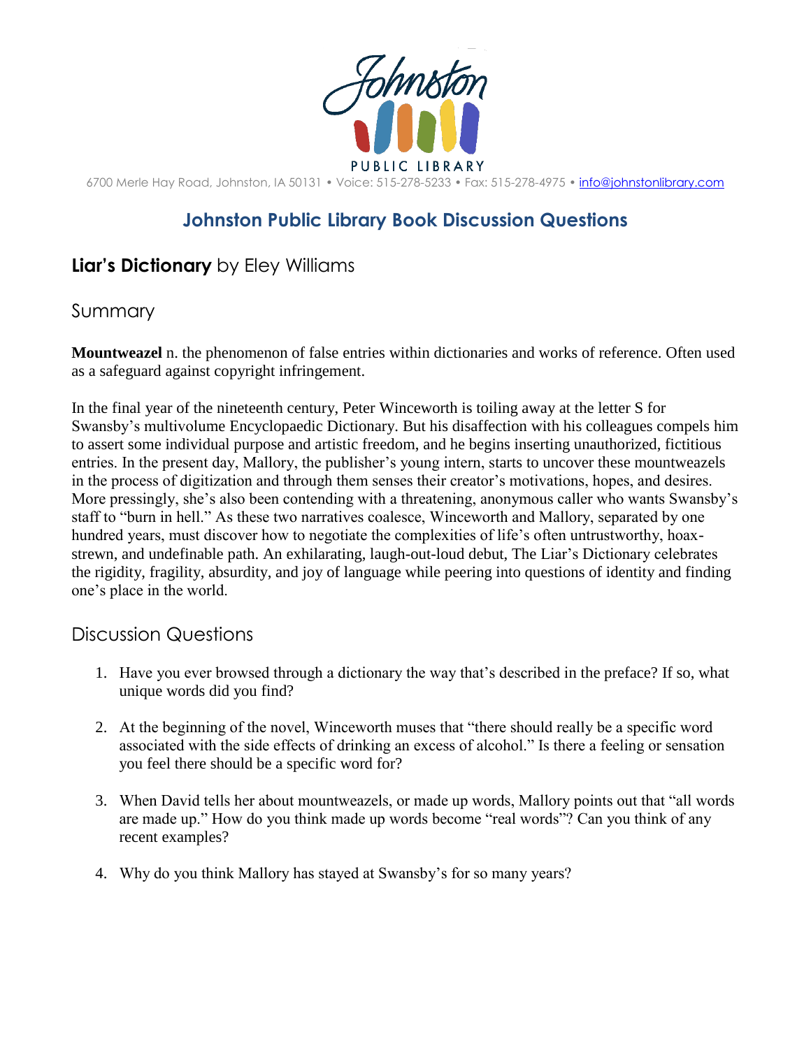Johnston PUBLIC LIBRARY

6700 Merle Hay Road, Johnston, IA 50131 • Voice: 515-278-5233 • Fax: 515-278-4975 • info@johnstonlibrary.com

## Johnston Public Library Book Discussion Questions

### **Liar's Dictionary** by Eley Williams

### Summary

**Mountweazel** n. the phenomenon of false entries within dictionaries and works of reference. Often used as a safeguard against copyright infringement.

In the final year of the nineteenth century, Peter Winceworth is toiling away at the letter S for Swansby's multivolume Encyclopaedic Dictionary. But his disaffection with his colleagues compels him to assert some individual purpose and artistic freedom, and he begins inserting unauthorized, fictitious entries. In the present day, Mallory, the publisher's young intern, starts to uncover these mountweazels in the process of digitization and through them senses their creator's motivations, hopes, and desires. More pressingly, she's also been contending with a threatening, anonymous caller who wants Swansby's staff to "burn in hell." As these two narratives coalesce, Winceworth and Mallory, separated by one hundred years, must discover how to negotiate the complexities of life's often untrustworthy, hoax-strewn, and undefinable path. An exhilarating, laugh-out-loud debut, The Liar's Dictionary celebrates the rigidity, fragility, absurdity, and joy of language while peering into questions of identity and finding one's place in the world.

### Discussion Questions

1. Have you ever browsed through a dictionary the way that's described in the preface? If so, what unique words did you find?

2. At the beginning of the novel, Winceworth muses that "there should really be a specific word associated with the side effects of drinking an excess of alcohol." Is there a feeling or sensation you feel there should be a specific word for?

3. When David tells her about mountweazels, or made up words, Mallory points out that "all words are made up." How do you think made up words become "real words"? Can you think of any recent examples?

4. Why do you think Mallory has stayed at Swansby's for so many years?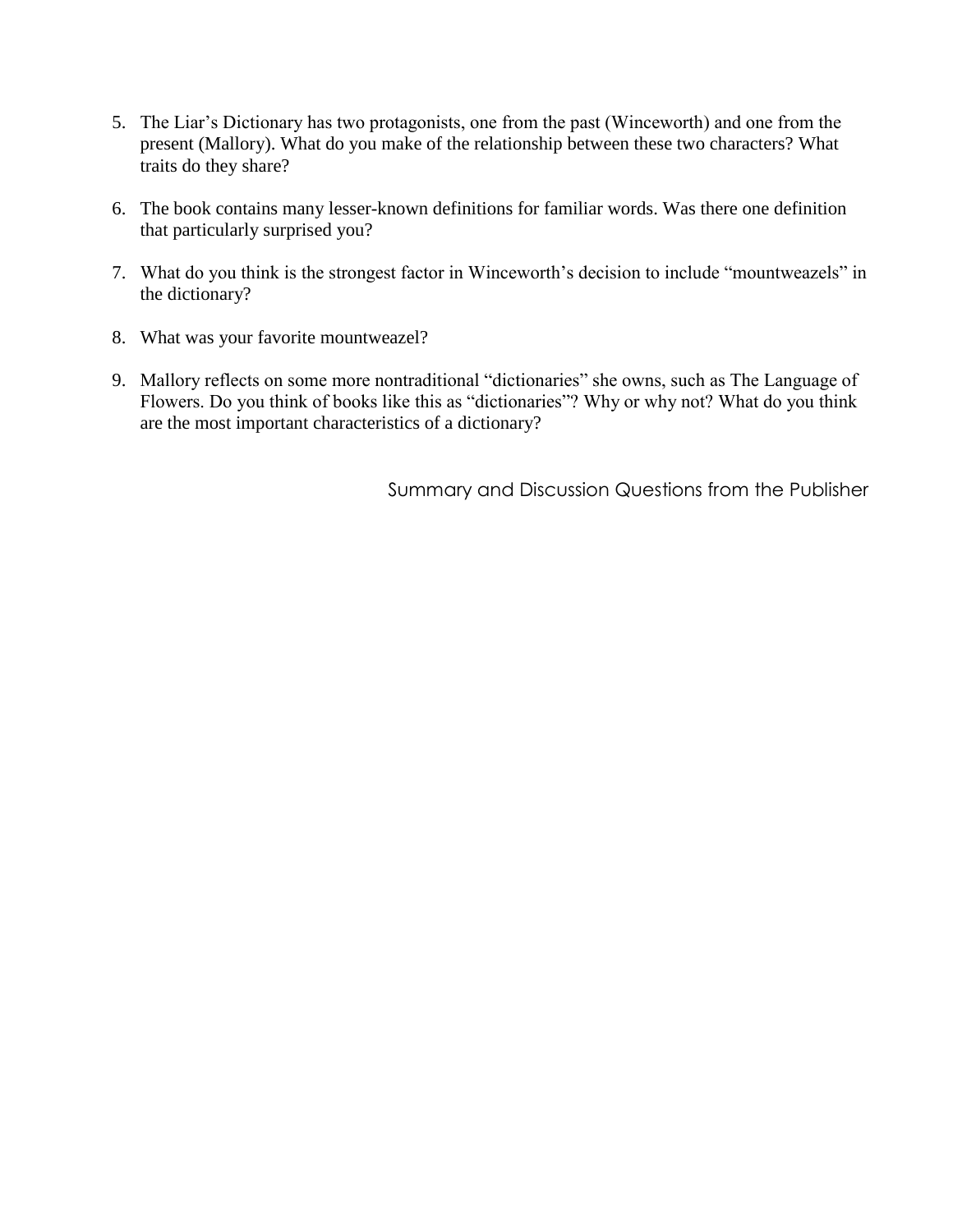5. The Liar's Dictionary has two protagonists, one from the past (Winceworth) and one from the present (Mallory). What do you make of the relationship between these two characters? What traits do they share?

6. The book contains many lesser-known definitions for familiar words. Was there one definition that particularly surprised you?

7. What do you think is the strongest factor in Winceworth's decision to include "mountweazels" in the dictionary?

8. What was your favorite mountweazel?

9. Mallory reflects on some more nontraditional "dictionaries" she owns, such as The Language of Flowers. Do you think of books like this as "dictionaries"? Why or why not? What do you think are the most important characteristics of a dictionary?

Summary and Discussion Questions from the Publisher